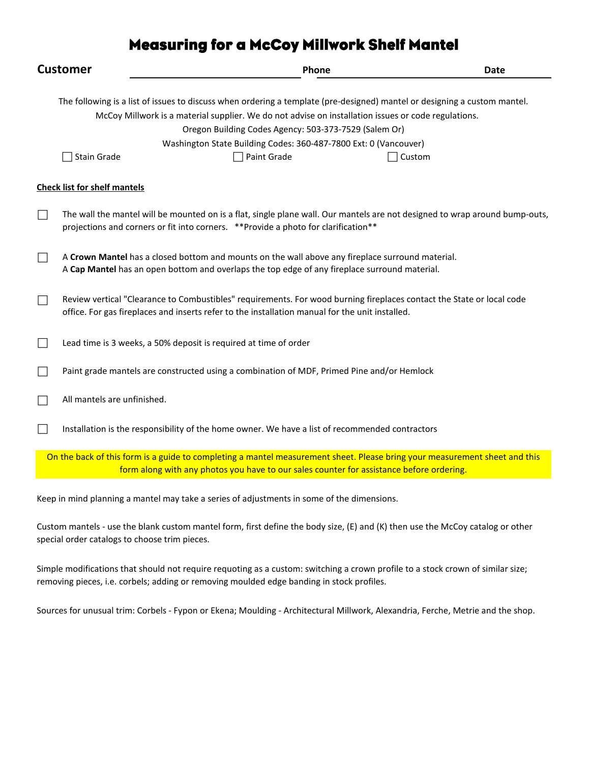# Measuring for a McCoy Millwork Shelf Mantel

**Customer** ______________________ **Phone** ______________________ **Date** ______________________

The following is a list of issues to discuss when ordering a template (pre-designed) mantel or designing a custom mantel.
McCoy Millwork is a material supplier. We do not advise on installation issues or code regulations.
Oregon Building Codes Agency: 503-373-7529 (Salem Or)
Washington State Building Codes: 360-487-7800 Ext: 0 (Vancouver)

- [ ] Stain Grade
- [ ] Paint Grade
- [ ] Custom

**<u>Check list for shelf mantels</u>**

- [ ] The wall the mantel will be mounted on is a flat, single plane wall. Our mantels are not designed to wrap around bump-outs, projections and corners or fit into corners. **Provide a photo for clarification**
- [ ] A **Crown Mantel** has a closed bottom and mounts on the wall above any fireplace surround material.
  A **Cap Mantel** has an open bottom and overlaps the top edge of any fireplace surround material.
- [ ] Review vertical "Clearance to Combustibles" requirements. For wood burning fireplaces contact the State or local code office. For gas fireplaces and inserts refer to the installation manual for the unit installed.
- [ ] Lead time is 3 weeks, a 50% deposit is required at time of order
- [ ] Paint grade mantels are constructed using a combination of MDF, Primed Pine and/or Hemlock
- [ ] All mantels are unfinished.
- [ ] Installation is the responsibility of the home owner. We have a list of recommended contractors

On the back of this form is a guide to completing a mantel measurement sheet. Please bring your measurement sheet and this form along with any photos you have to our sales counter for assistance before ordering.

Keep in mind planning a mantel may take a series of adjustments in some of the dimensions.

Custom mantels - use the blank custom mantel form, first define the body size, (E) and (K) then use the McCoy catalog or other special order catalogs to choose trim pieces.

Simple modifications that should not require requoting as a custom: switching a crown profile to a stock crown of similar size; removing pieces, i.e. corbels; adding or removing moulded edge banding in stock profiles.

Sources for unusual trim: Corbels - Fypon or Ekena; Moulding - Architectural Millwork, Alexandria, Ferche, Metrie and the shop.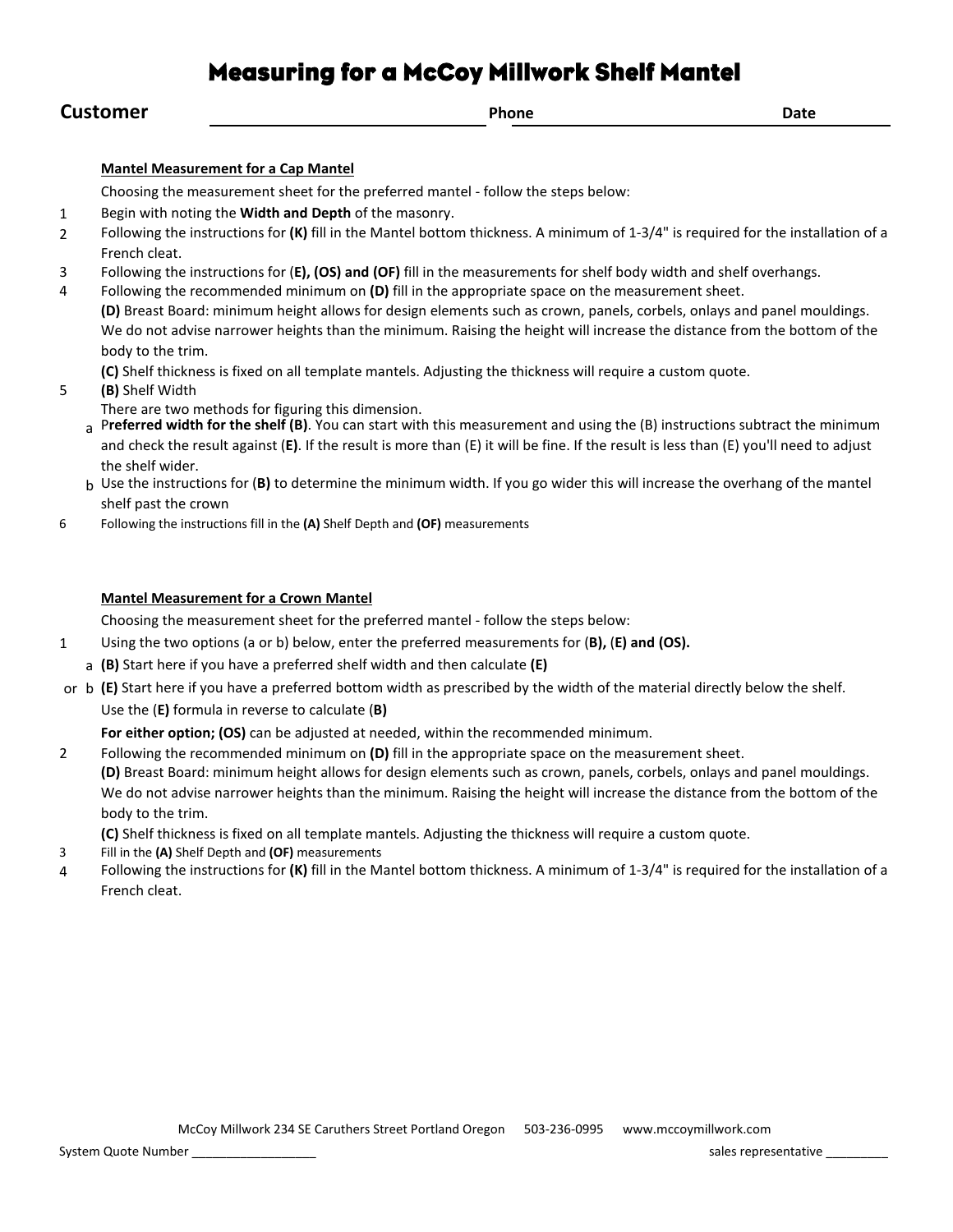# Measuring for a McCoy Millwork Shelf Mantel

**Customer** ______________________ **Phone** ______________________ **Date**

### Mantel Measurement for a Cap Mantel

Choosing the measurement sheet for the preferred mantel - follow the steps below:

1. Begin with noting the **Width and Depth** of the masonry.
2. Following the instructions for **(K)** fill in the Mantel bottom thickness. A minimum of 1-3/4" is required for the installation of a French cleat.
3. Following the instructions for (**E), (OS) and (OF)** fill in the measurements for shelf body width and shelf overhangs.
4. Following the recommended minimum on **(D)** fill in the appropriate space on the measurement sheet.
   **(D)** Breast Board: minimum height allows for design elements such as crown, panels, corbels, onlays and panel mouldings. We do not advise narrower heights than the minimum. Raising the height will increase the distance from the bottom of the body to the trim.
   **(C)** Shelf thickness is fixed on all template mantels. Adjusting the thickness will require a custom quote.
5. **(B)** Shelf Width
   There are two methods for figuring this dimension.
   a. P**referred width for the shelf (B)**. You can start with this measurement and using the (B) instructions subtract the minimum and check the result against (**E**). If the result is more than (E) it will be fine. If the result is less than (E) you'll need to adjust the shelf wider.
   b. Use the instructions for (**B)** to determine the minimum width. If you go wider this will increase the overhang of the mantel shelf past the crown
6. Following the instructions fill in the **(A)** Shelf Depth and **(OF)** measurements

### Mantel Measurement for a Crown Mantel

Choosing the measurement sheet for the preferred mantel - follow the steps below:

1. Using the two options (a or b) below, enter the preferred measurements for (**B),** (**E) and (OS).**
   a. **(B)** Start here if you have a preferred shelf width and then calculate **(E)**
   or b. **(E)** Start here if you have a preferred bottom width as prescribed by the width of the material directly below the shelf. Use the (**E**) formula in reverse to calculate (**B)**
   **For either option; (OS)** can be adjusted at needed, within the recommended minimum.
2. Following the recommended minimum on **(D)** fill in the appropriate space on the measurement sheet.
   **(D)** Breast Board: minimum height allows for design elements such as crown, panels, corbels, onlays and panel mouldings. We do not advise narrower heights than the minimum. Raising the height will increase the distance from the bottom of the body to the trim.
   **(C)** Shelf thickness is fixed on all template mantels. Adjusting the thickness will require a custom quote.
3. Fill in the **(A)** Shelf Depth and **(OF)** measurements
4. Following the instructions for **(K)** fill in the Mantel bottom thickness. A minimum of 1-3/4" is required for the installation of a French cleat.

McCoy Millwork 234 SE Caruthers Street Portland Oregon 503-236-0995 www.mccoymillwork.com

System Quote Number __________________ sales representative _________